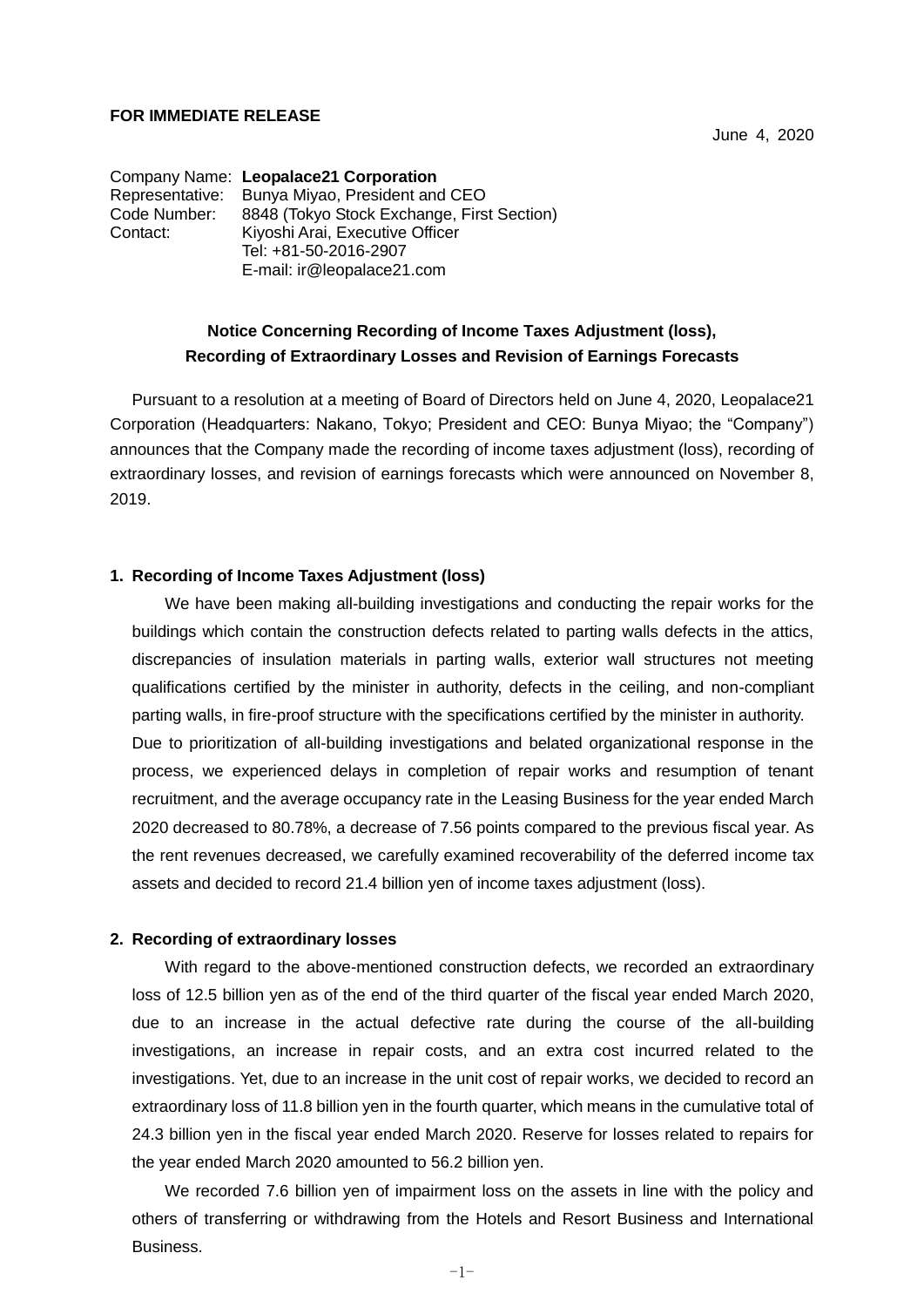**FOR IMMEDIATE RELEASE**

June 4, 2020

Company Name: **Leopalace21 Corporation**
Representative: Bunya Miyao, President and CEO
Code Number: 8848 (Tokyo Stock Exchange, First Section)
Contact: Kiyoshi Arai, Executive Officer
Tel: +81-50-2016-2907
E-mail: ir@leopalace21.com

## Notice Concerning Recording of Income Taxes Adjustment (loss), Recording of Extraordinary Losses and Revision of Earnings Forecasts

Pursuant to a resolution at a meeting of Board of Directors held on June 4, 2020, Leopalace21 Corporation (Headquarters: Nakano, Tokyo; President and CEO: Bunya Miyao; the "Company") announces that the Company made the recording of income taxes adjustment (loss), recording of extraordinary losses, and revision of earnings forecasts which were announced on November 8, 2019.

### 1. Recording of Income Taxes Adjustment (loss)

We have been making all-building investigations and conducting the repair works for the buildings which contain the construction defects related to parting walls defects in the attics, discrepancies of insulation materials in parting walls, exterior wall structures not meeting qualifications certified by the minister in authority, defects in the ceiling, and non-compliant parting walls, in fire-proof structure with the specifications certified by the minister in authority. Due to prioritization of all-building investigations and belated organizational response in the process, we experienced delays in completion of repair works and resumption of tenant recruitment, and the average occupancy rate in the Leasing Business for the year ended March 2020 decreased to 80.78%, a decrease of 7.56 points compared to the previous fiscal year. As the rent revenues decreased, we carefully examined recoverability of the deferred income tax assets and decided to record 21.4 billion yen of income taxes adjustment (loss).

### 2. Recording of extraordinary losses

With regard to the above-mentioned construction defects, we recorded an extraordinary loss of 12.5 billion yen as of the end of the third quarter of the fiscal year ended March 2020, due to an increase in the actual defective rate during the course of the all-building investigations, an increase in repair costs, and an extra cost incurred related to the investigations. Yet, due to an increase in the unit cost of repair works, we decided to record an extraordinary loss of 11.8 billion yen in the fourth quarter, which means in the cumulative total of 24.3 billion yen in the fiscal year ended March 2020. Reserve for losses related to repairs for the year ended March 2020 amounted to 56.2 billion yen.

We recorded 7.6 billion yen of impairment loss on the assets in line with the policy and others of transferring or withdrawing from the Hotels and Resort Business and International Business.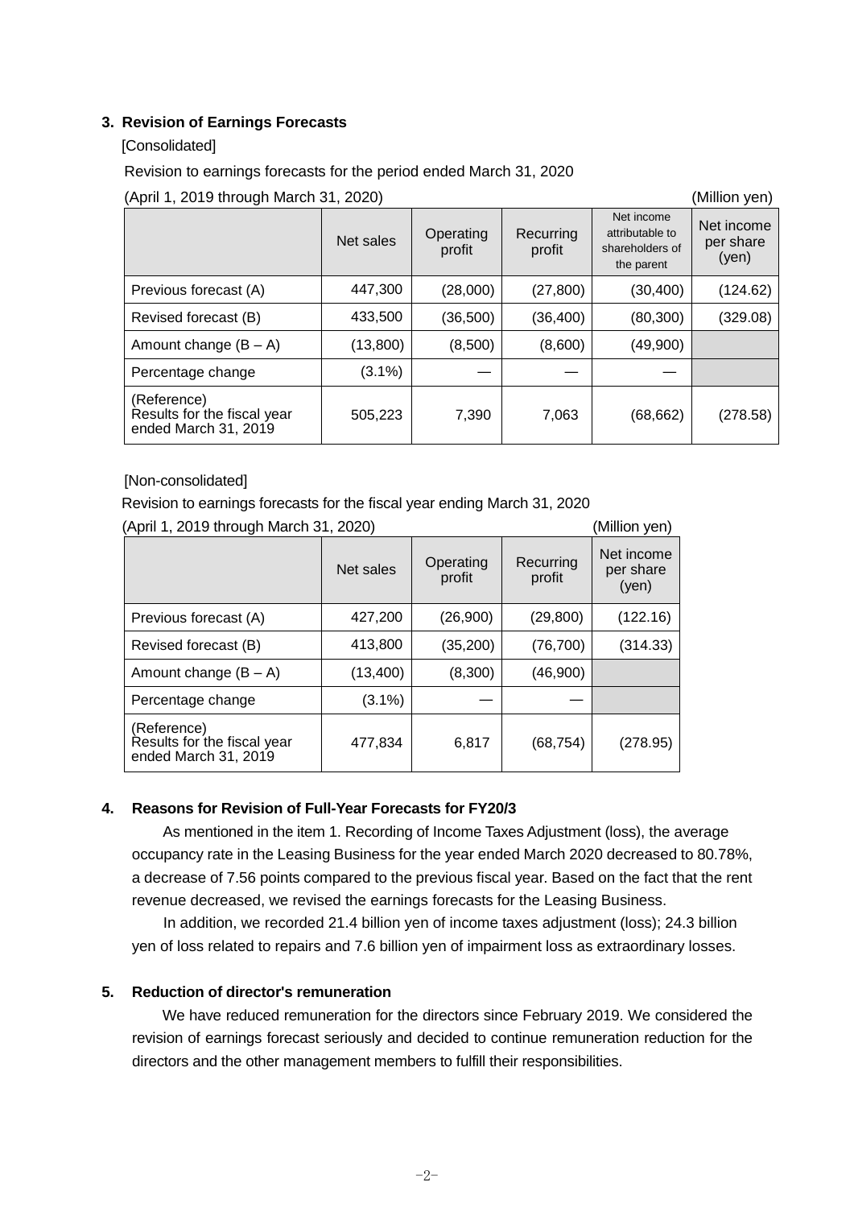### 3. Revision of Earnings Forecasts

[Consolidated]

Revision to earnings forecasts for the period ended March 31, 2020

(April 1, 2019 through March 31, 2020) (Million yen)

| | Net sales | Operating profit | Recurring profit | Net income attributable to shareholders of the parent | Net income per share (yen) |
|---|---|---|---|---|---|
| Previous forecast (A) | 447,300 | (28,000) | (27,800) | (30,400) | (124.62) |
| Revised forecast (B) | 433,500 | (36,500) | (36,400) | (80,300) | (329.08) |
| Amount change (B – A) | (13,800) | (8,500) | (8,600) | (49,900) | |
| Percentage change | (3.1%) | — | — | — | |
| (Reference) Results for the fiscal year ended March 31, 2019 | 505,223 | 7,390 | 7,063 | (68,662) | (278.58) |

[Non-consolidated]

Revision to earnings forecasts for the fiscal year ending March 31, 2020

(April 1, 2019 through March 31, 2020) (Million yen)

| | Net sales | Operating profit | Recurring profit | Net income per share (yen) |
|---|---|---|---|---|
| Previous forecast (A) | 427,200 | (26,900) | (29,800) | (122.16) |
| Revised forecast (B) | 413,800 | (35,200) | (76,700) | (314.33) |
| Amount change (B – A) | (13,400) | (8,300) | (46,900) | |
| Percentage change | (3.1%) | — | — | |
| (Reference) Results for the fiscal year ended March 31, 2019 | 477,834 | 6,817 | (68,754) | (278.95) |

### 4. Reasons for Revision of Full-Year Forecasts for FY20/3

As mentioned in the item 1. Recording of Income Taxes Adjustment (loss), the average occupancy rate in the Leasing Business for the year ended March 2020 decreased to 80.78%, a decrease of 7.56 points compared to the previous fiscal year. Based on the fact that the rent revenue decreased, we revised the earnings forecasts for the Leasing Business.

In addition, we recorded 21.4 billion yen of income taxes adjustment (loss); 24.3 billion yen of loss related to repairs and 7.6 billion yen of impairment loss as extraordinary losses.

### 5. Reduction of director's remuneration

We have reduced remuneration for the directors since February 2019. We considered the revision of earnings forecast seriously and decided to continue remuneration reduction for the directors and the other management members to fulfill their responsibilities.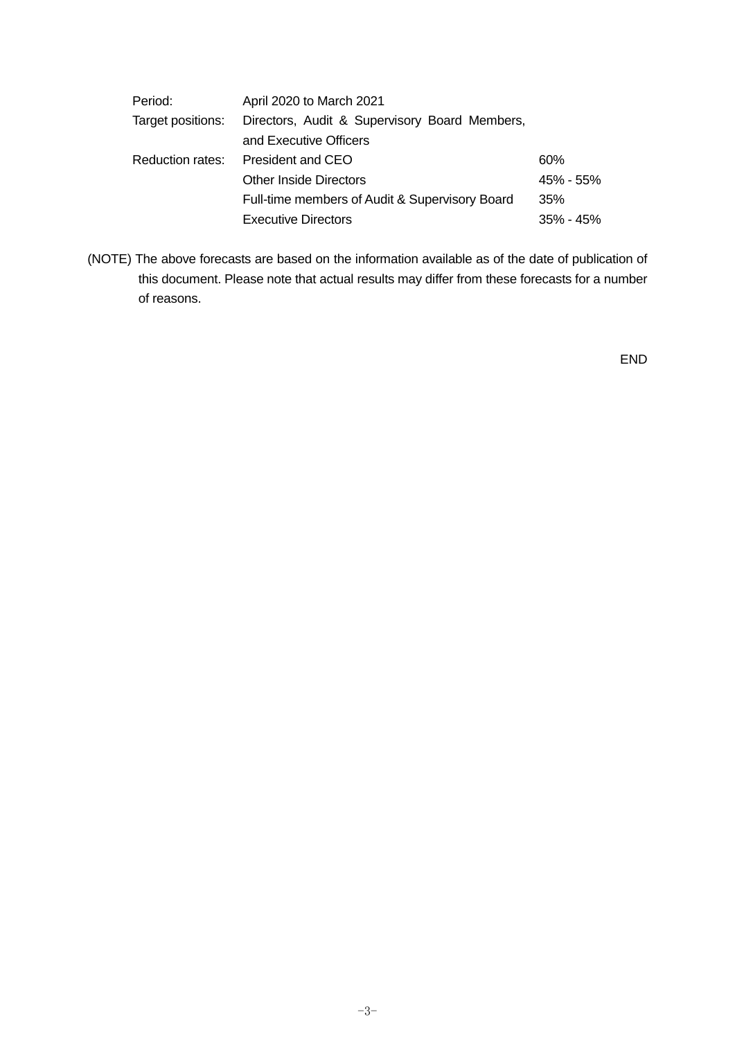| | | |
|---|---|---|
| Period: | April 2020 to March 2021 | |
| Target positions: | Directors, Audit & Supervisory Board Members, and Executive Officers | |
| Reduction rates: | President and CEO | 60% |
| | Other Inside Directors | 45% - 55% |
| | Full-time members of Audit & Supervisory Board | 35% |
| | Executive Directors | 35% - 45% |

(NOTE) The above forecasts are based on the information available as of the date of publication of this document. Please note that actual results may differ from these forecasts for a number of reasons.

END